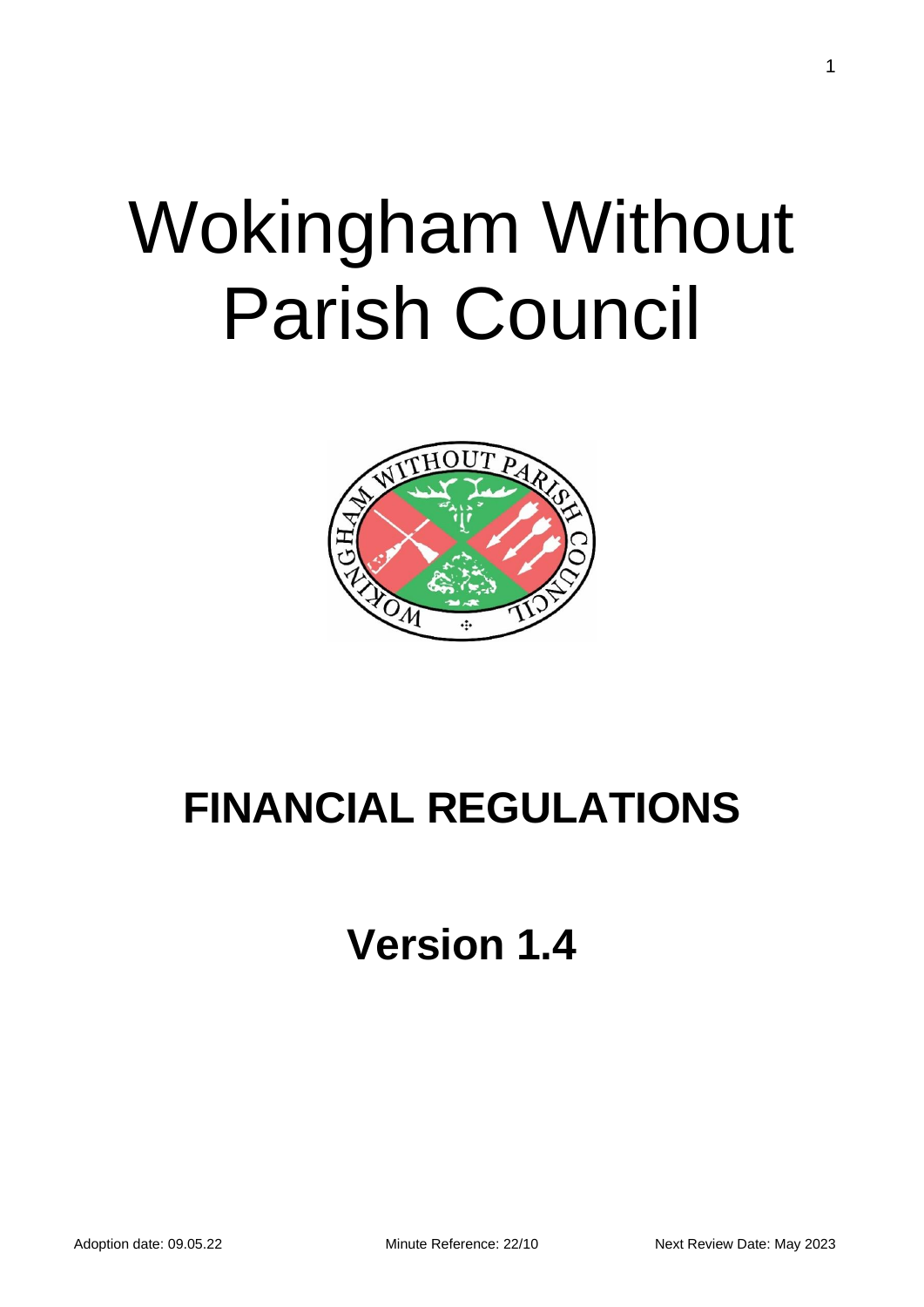# Wokingham Without Parish Council

## FINANCIAL REGULATIONS

## Version 1.4

Adoption date: 09.05.22 Minute Reference: 22/10 Next Review Date: May 2023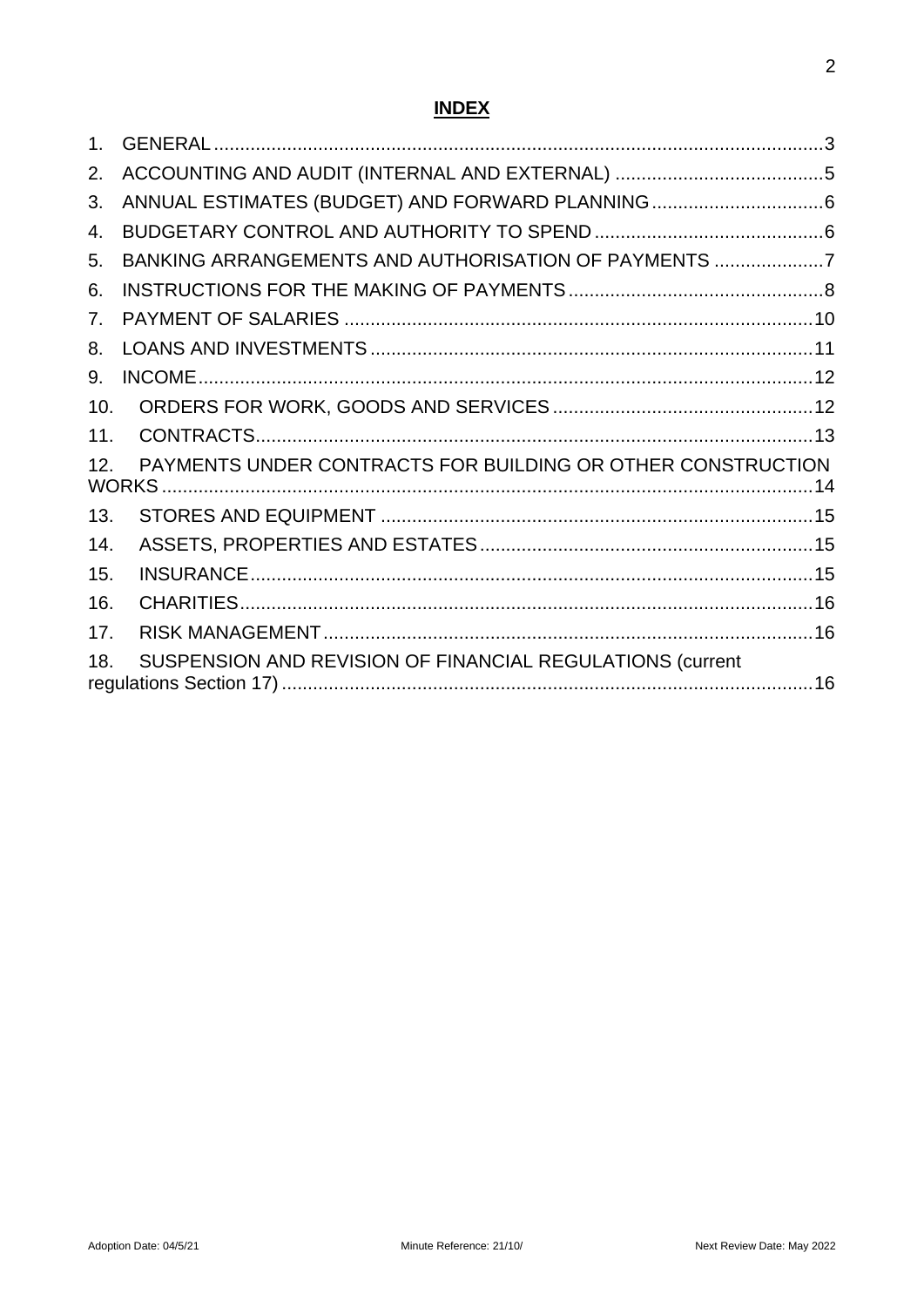# **INDEX**

1. GENERAL ........................................................................................................3
2. ACCOUNTING AND AUDIT (INTERNAL AND EXTERNAL) ........................................5
3. ANNUAL ESTIMATES (BUDGET) AND FORWARD PLANNING ..................................6
4. BUDGETARY CONTROL AND AUTHORITY TO SPEND ............................................6
5. BANKING ARRANGEMENTS AND AUTHORISATION OF PAYMENTS .....................7
6. INSTRUCTIONS FOR THE MAKING OF PAYMENTS .................................................8
7. PAYMENT OF SALARIES .........................................................................................10
8. LOANS AND INVESTMENTS ....................................................................................11
9. INCOME .....................................................................................................................12
10. ORDERS FOR WORK, GOODS AND SERVICES ...................................................12
11. CONTRACTS ...........................................................................................................13
12. PAYMENTS UNDER CONTRACTS FOR BUILDING OR OTHER CONSTRUCTION WORKS ............................................................................................................................14
13. STORES AND EQUIPMENT ...................................................................................15
14. ASSETS, PROPERTIES AND ESTATES ................................................................15
15. INSURANCE ............................................................................................................15
16. CHARITIES ..............................................................................................................16
17. RISK MANAGEMENT ..............................................................................................16
18. SUSPENSION AND REVISION OF FINANCIAL REGULATIONS (current regulations Section 17) .....................................................................................................16

Adoption Date: 04/5/21 Minute Reference: 21/10/ Next Review Date: May 2022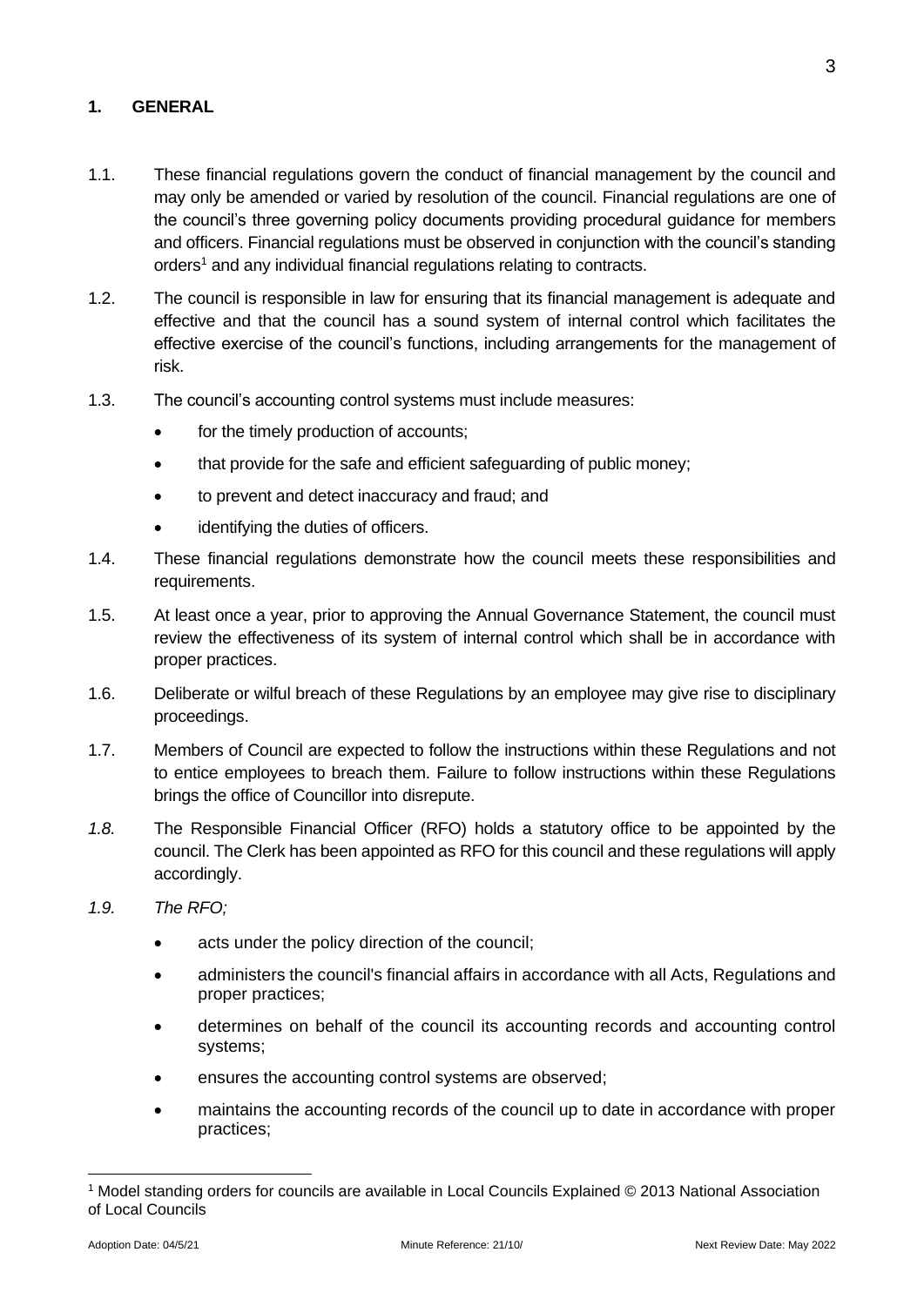## 1. GENERAL

1.1. These financial regulations govern the conduct of financial management by the council and may only be amended or varied by resolution of the council. Financial regulations are one of the council's three governing policy documents providing procedural guidance for members and officers. Financial regulations must be observed in conjunction with the council's standing orders[1] and any individual financial regulations relating to contracts.

1.2. The council is responsible in law for ensuring that its financial management is adequate and effective and that the council has a sound system of internal control which facilitates the effective exercise of the council's functions, including arrangements for the management of risk.

1.3. The council's accounting control systems must include measures:

- for the timely production of accounts;
- that provide for the safe and efficient safeguarding of public money;
- to prevent and detect inaccuracy and fraud; and
- identifying the duties of officers.

1.4. These financial regulations demonstrate how the council meets these responsibilities and requirements.

1.5. At least once a year, prior to approving the Annual Governance Statement, the council must review the effectiveness of its system of internal control which shall be in accordance with proper practices.

1.6. Deliberate or wilful breach of these Regulations by an employee may give rise to disciplinary proceedings.

1.7. Members of Council are expected to follow the instructions within these Regulations and not to entice employees to breach them. Failure to follow instructions within these Regulations brings the office of Councillor into disrepute.

*1.8.* The Responsible Financial Officer (RFO) holds a statutory office to be appointed by the council. The Clerk has been appointed as RFO for this council and these regulations will apply accordingly.

*1.9. The RFO;*

- acts under the policy direction of the council;
- administers the council's financial affairs in accordance with all Acts, Regulations and proper practices;
- determines on behalf of the council its accounting records and accounting control systems;
- ensures the accounting control systems are observed;
- maintains the accounting records of the council up to date in accordance with proper practices;

[1] Model standing orders for councils are available in Local Councils Explained © 2013 National Association of Local Councils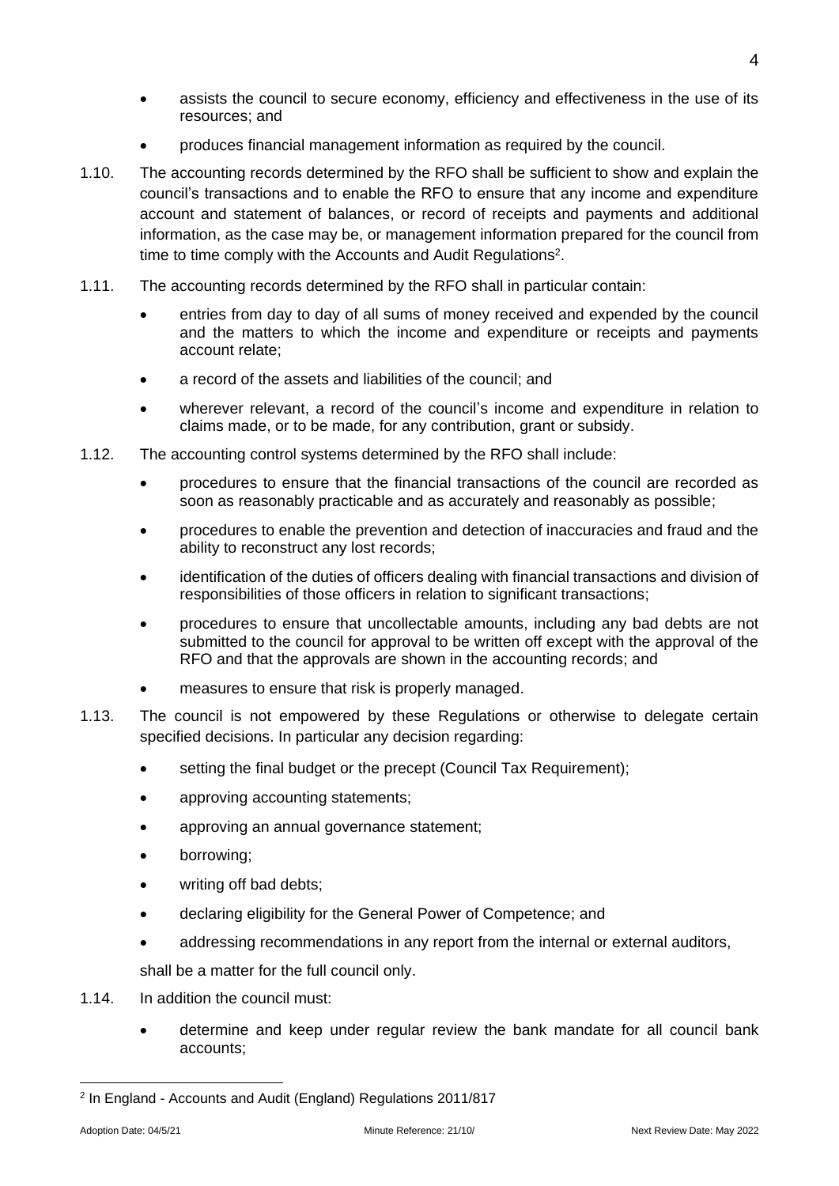- assists the council to secure economy, efficiency and effectiveness in the use of its resources; and
- produces financial management information as required by the council.

1.10. The accounting records determined by the RFO shall be sufficient to show and explain the council's transactions and to enable the RFO to ensure that any income and expenditure account and statement of balances, or record of receipts and payments and additional information, as the case may be, or management information prepared for the council from time to time comply with the Accounts and Audit Regulations[2].

1.11. The accounting records determined by the RFO shall in particular contain:

- entries from day to day of all sums of money received and expended by the council and the matters to which the income and expenditure or receipts and payments account relate;
- a record of the assets and liabilities of the council; and
- wherever relevant, a record of the council's income and expenditure in relation to claims made, or to be made, for any contribution, grant or subsidy.

1.12. The accounting control systems determined by the RFO shall include:

- procedures to ensure that the financial transactions of the council are recorded as soon as reasonably practicable and as accurately and reasonably as possible;
- procedures to enable the prevention and detection of inaccuracies and fraud and the ability to reconstruct any lost records;
- identification of the duties of officers dealing with financial transactions and division of responsibilities of those officers in relation to significant transactions;
- procedures to ensure that uncollectable amounts, including any bad debts are not submitted to the council for approval to be written off except with the approval of the RFO and that the approvals are shown in the accounting records; and
- measures to ensure that risk is properly managed.

1.13. The council is not empowered by these Regulations or otherwise to delegate certain specified decisions. In particular any decision regarding:

- setting the final budget or the precept (Council Tax Requirement);
- approving accounting statements;
- approving an annual governance statement;
- borrowing;
- writing off bad debts;
- declaring eligibility for the General Power of Competence; and
- addressing recommendations in any report from the internal or external auditors,

shall be a matter for the full council only.

1.14. In addition the council must:

- determine and keep under regular review the bank mandate for all council bank accounts;

---

[2] In England - Accounts and Audit (England) Regulations 2011/817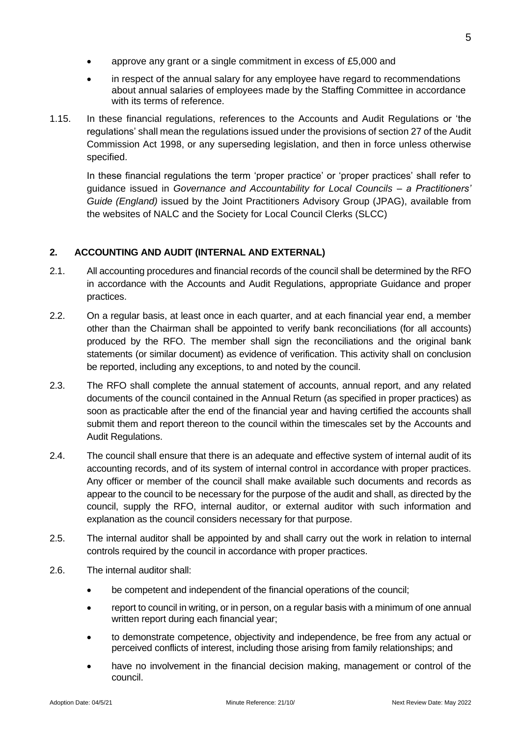- approve any grant or a single commitment in excess of £5,000 and
- in respect of the annual salary for any employee have regard to recommendations about annual salaries of employees made by the Staffing Committee in accordance with its terms of reference.

1.15. In these financial regulations, references to the Accounts and Audit Regulations or 'the regulations' shall mean the regulations issued under the provisions of section 27 of the Audit Commission Act 1998, or any superseding legislation, and then in force unless otherwise specified.

In these financial regulations the term 'proper practice' or 'proper practices' shall refer to guidance issued in *Governance and Accountability for Local Councils – a Practitioners' Guide (England)* issued by the Joint Practitioners Advisory Group (JPAG), available from the websites of NALC and the Society for Local Council Clerks (SLCC)

## 2. ACCOUNTING AND AUDIT (INTERNAL AND EXTERNAL)

2.1. All accounting procedures and financial records of the council shall be determined by the RFO in accordance with the Accounts and Audit Regulations, appropriate Guidance and proper practices.

2.2. On a regular basis, at least once in each quarter, and at each financial year end, a member other than the Chairman shall be appointed to verify bank reconciliations (for all accounts) produced by the RFO. The member shall sign the reconciliations and the original bank statements (or similar document) as evidence of verification. This activity shall on conclusion be reported, including any exceptions, to and noted by the council.

2.3. The RFO shall complete the annual statement of accounts, annual report, and any related documents of the council contained in the Annual Return (as specified in proper practices) as soon as practicable after the end of the financial year and having certified the accounts shall submit them and report thereon to the council within the timescales set by the Accounts and Audit Regulations.

2.4. The council shall ensure that there is an adequate and effective system of internal audit of its accounting records, and of its system of internal control in accordance with proper practices. Any officer or member of the council shall make available such documents and records as appear to the council to be necessary for the purpose of the audit and shall, as directed by the council, supply the RFO, internal auditor, or external auditor with such information and explanation as the council considers necessary for that purpose.

2.5. The internal auditor shall be appointed by and shall carry out the work in relation to internal controls required by the council in accordance with proper practices.

2.6. The internal auditor shall:

- be competent and independent of the financial operations of the council;
- report to council in writing, or in person, on a regular basis with a minimum of one annual written report during each financial year;
- to demonstrate competence, objectivity and independence, be free from any actual or perceived conflicts of interest, including those arising from family relationships; and
- have no involvement in the financial decision making, management or control of the council.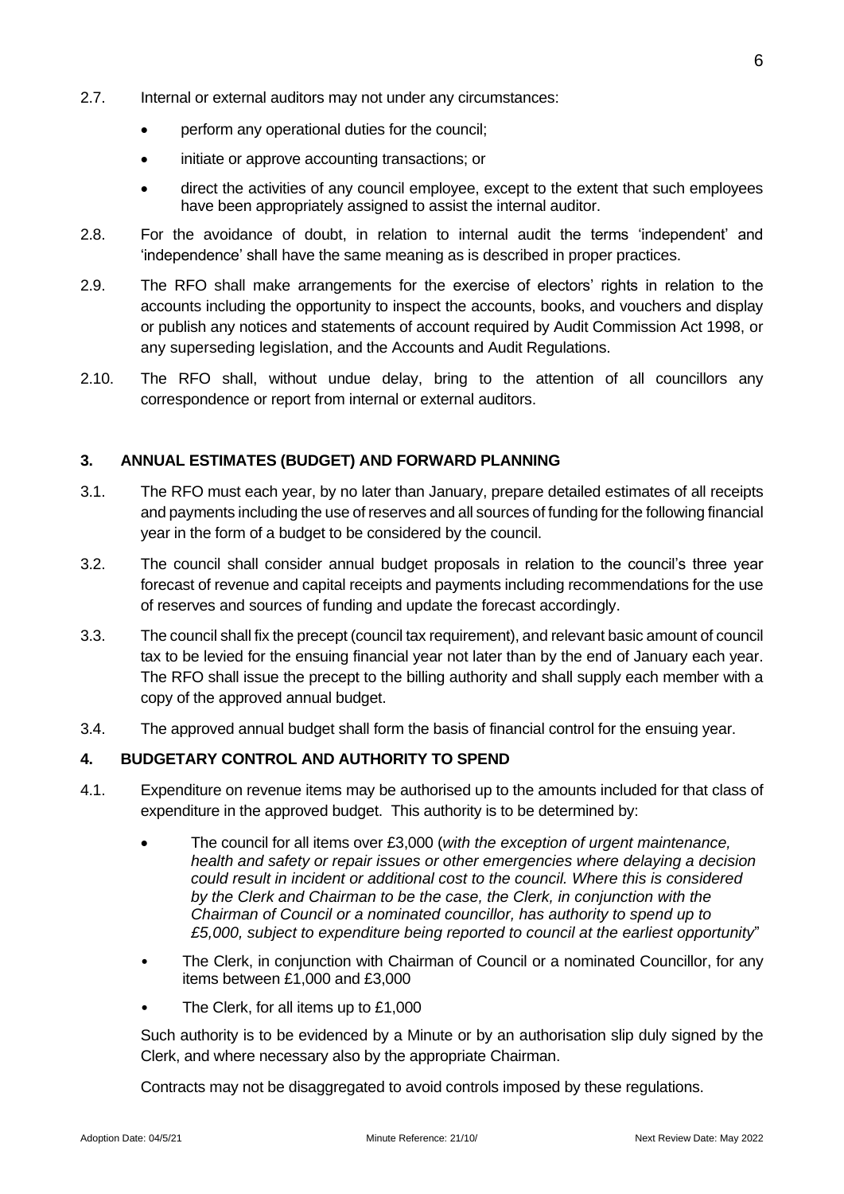2.7. Internal or external auditors may not under any circumstances:

- perform any operational duties for the council;
- initiate or approve accounting transactions; or
- direct the activities of any council employee, except to the extent that such employees have been appropriately assigned to assist the internal auditor.

2.8. For the avoidance of doubt, in relation to internal audit the terms 'independent' and 'independence' shall have the same meaning as is described in proper practices.

2.9. The RFO shall make arrangements for the exercise of electors' rights in relation to the accounts including the opportunity to inspect the accounts, books, and vouchers and display or publish any notices and statements of account required by Audit Commission Act 1998, or any superseding legislation, and the Accounts and Audit Regulations.

2.10. The RFO shall, without undue delay, bring to the attention of all councillors any correspondence or report from internal or external auditors.

## 3. ANNUAL ESTIMATES (BUDGET) AND FORWARD PLANNING

3.1. The RFO must each year, by no later than January, prepare detailed estimates of all receipts and payments including the use of reserves and all sources of funding for the following financial year in the form of a budget to be considered by the council.

3.2. The council shall consider annual budget proposals in relation to the council's three year forecast of revenue and capital receipts and payments including recommendations for the use of reserves and sources of funding and update the forecast accordingly.

3.3. The council shall fix the precept (council tax requirement), and relevant basic amount of council tax to be levied for the ensuing financial year not later than by the end of January each year. The RFO shall issue the precept to the billing authority and shall supply each member with a copy of the approved annual budget.

3.4. The approved annual budget shall form the basis of financial control for the ensuing year.

## 4. BUDGETARY CONTROL AND AUTHORITY TO SPEND

4.1. Expenditure on revenue items may be authorised up to the amounts included for that class of expenditure in the approved budget. This authority is to be determined by:

- The council for all items over £3,000 (*with the exception of urgent maintenance, health and safety or repair issues or other emergencies where delaying a decision could result in incident or additional cost to the council. Where this is considered by the Clerk and Chairman to be the case, the Clerk, in conjunction with the Chairman of Council or a nominated councillor, has authority to spend up to £5,000, subject to expenditure being reported to council at the earliest opportunity*"
- The Clerk, in conjunction with Chairman of Council or a nominated Councillor, for any items between £1,000 and £3,000
- The Clerk, for all items up to £1,000

Such authority is to be evidenced by a Minute or by an authorisation slip duly signed by the Clerk, and where necessary also by the appropriate Chairman.

Contracts may not be disaggregated to avoid controls imposed by these regulations.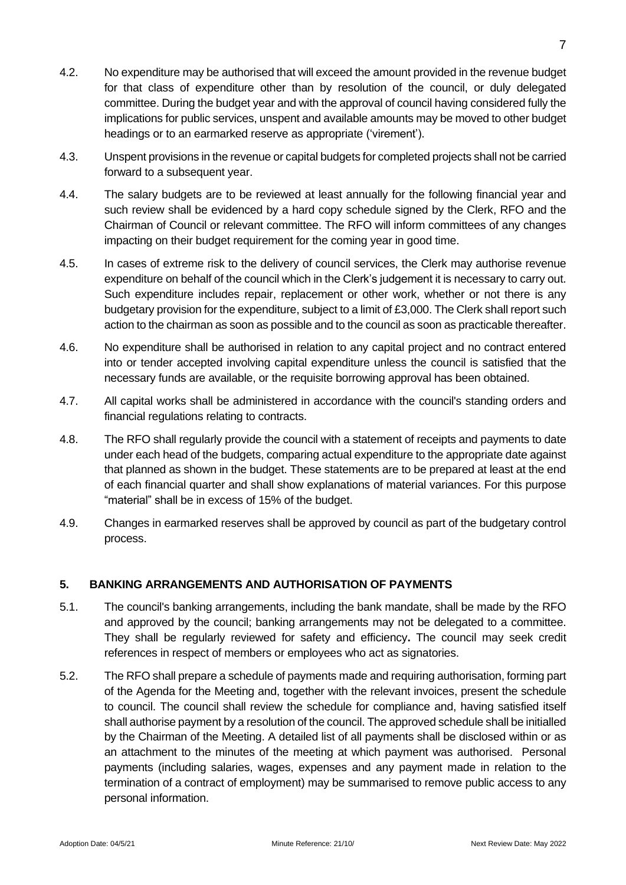4.2. No expenditure may be authorised that will exceed the amount provided in the revenue budget for that class of expenditure other than by resolution of the council, or duly delegated committee. During the budget year and with the approval of council having considered fully the implications for public services, unspent and available amounts may be moved to other budget headings or to an earmarked reserve as appropriate ('virement').

4.3. Unspent provisions in the revenue or capital budgets for completed projects shall not be carried forward to a subsequent year.

4.4. The salary budgets are to be reviewed at least annually for the following financial year and such review shall be evidenced by a hard copy schedule signed by the Clerk, RFO and the Chairman of Council or relevant committee. The RFO will inform committees of any changes impacting on their budget requirement for the coming year in good time.

4.5. In cases of extreme risk to the delivery of council services, the Clerk may authorise revenue expenditure on behalf of the council which in the Clerk's judgement it is necessary to carry out. Such expenditure includes repair, replacement or other work, whether or not there is any budgetary provision for the expenditure, subject to a limit of £3,000. The Clerk shall report such action to the chairman as soon as possible and to the council as soon as practicable thereafter.

4.6. No expenditure shall be authorised in relation to any capital project and no contract entered into or tender accepted involving capital expenditure unless the council is satisfied that the necessary funds are available, or the requisite borrowing approval has been obtained.

4.7. All capital works shall be administered in accordance with the council's standing orders and financial regulations relating to contracts.

4.8. The RFO shall regularly provide the council with a statement of receipts and payments to date under each head of the budgets, comparing actual expenditure to the appropriate date against that planned as shown in the budget. These statements are to be prepared at least at the end of each financial quarter and shall show explanations of material variances. For this purpose "material" shall be in excess of 15% of the budget.

4.9. Changes in earmarked reserves shall be approved by council as part of the budgetary control process.

## 5. BANKING ARRANGEMENTS AND AUTHORISATION OF PAYMENTS

5.1. The council's banking arrangements, including the bank mandate, shall be made by the RFO and approved by the council; banking arrangements may not be delegated to a committee. They shall be regularly reviewed for safety and efficiency**.** The council may seek credit references in respect of members or employees who act as signatories.

5.2. The RFO shall prepare a schedule of payments made and requiring authorisation, forming part of the Agenda for the Meeting and, together with the relevant invoices, present the schedule to council. The council shall review the schedule for compliance and, having satisfied itself shall authorise payment by a resolution of the council. The approved schedule shall be initialled by the Chairman of the Meeting. A detailed list of all payments shall be disclosed within or as an attachment to the minutes of the meeting at which payment was authorised. Personal payments (including salaries, wages, expenses and any payment made in relation to the termination of a contract of employment) may be summarised to remove public access to any personal information.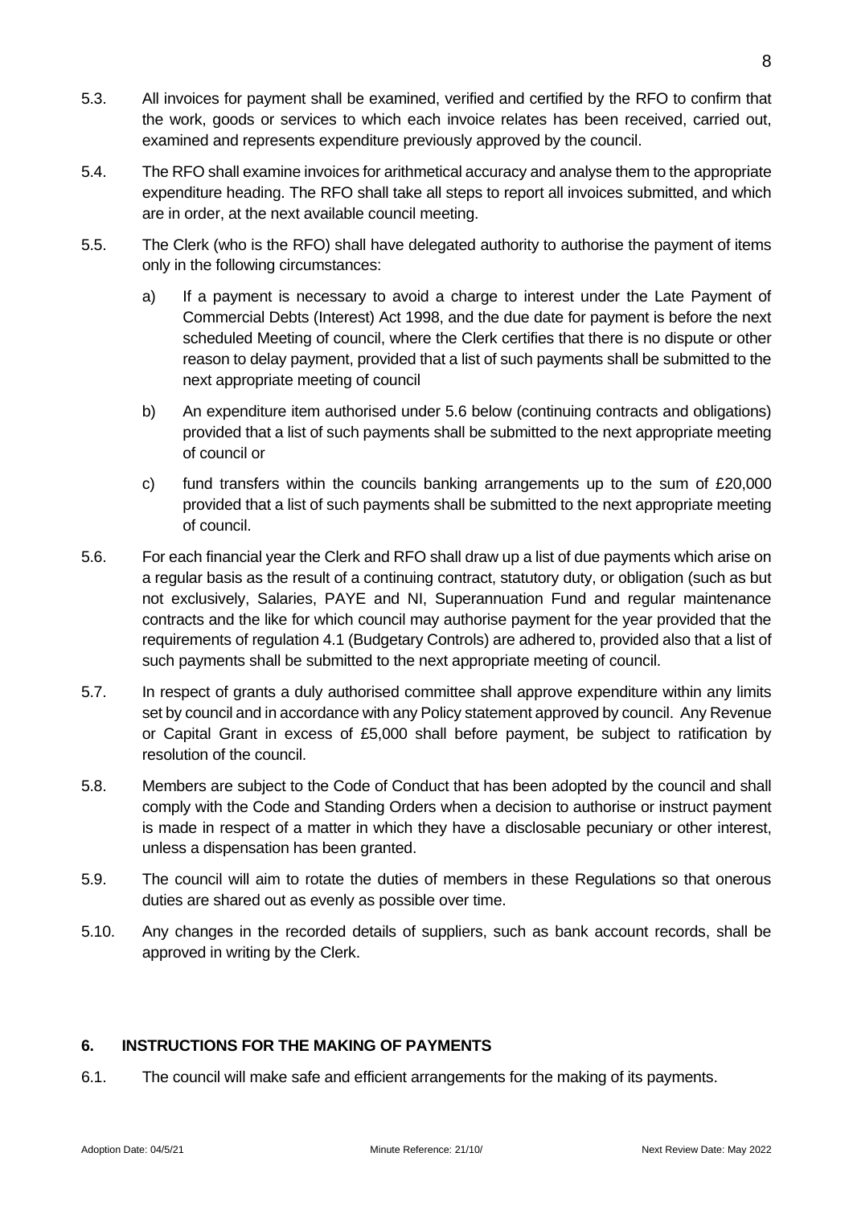5.3. All invoices for payment shall be examined, verified and certified by the RFO to confirm that the work, goods or services to which each invoice relates has been received, carried out, examined and represents expenditure previously approved by the council.

5.4. The RFO shall examine invoices for arithmetical accuracy and analyse them to the appropriate expenditure heading. The RFO shall take all steps to report all invoices submitted, and which are in order, at the next available council meeting.

5.5. The Clerk (who is the RFO) shall have delegated authority to authorise the payment of items only in the following circumstances:

a) If a payment is necessary to avoid a charge to interest under the Late Payment of Commercial Debts (Interest) Act 1998, and the due date for payment is before the next scheduled Meeting of council, where the Clerk certifies that there is no dispute or other reason to delay payment, provided that a list of such payments shall be submitted to the next appropriate meeting of council

b) An expenditure item authorised under 5.6 below (continuing contracts and obligations) provided that a list of such payments shall be submitted to the next appropriate meeting of council or

c) fund transfers within the councils banking arrangements up to the sum of £20,000 provided that a list of such payments shall be submitted to the next appropriate meeting of council.

5.6. For each financial year the Clerk and RFO shall draw up a list of due payments which arise on a regular basis as the result of a continuing contract, statutory duty, or obligation (such as but not exclusively, Salaries, PAYE and NI, Superannuation Fund and regular maintenance contracts and the like for which council may authorise payment for the year provided that the requirements of regulation 4.1 (Budgetary Controls) are adhered to, provided also that a list of such payments shall be submitted to the next appropriate meeting of council.

5.7. In respect of grants a duly authorised committee shall approve expenditure within any limits set by council and in accordance with any Policy statement approved by council. Any Revenue or Capital Grant in excess of £5,000 shall before payment, be subject to ratification by resolution of the council.

5.8. Members are subject to the Code of Conduct that has been adopted by the council and shall comply with the Code and Standing Orders when a decision to authorise or instruct payment is made in respect of a matter in which they have a disclosable pecuniary or other interest, unless a dispensation has been granted.

5.9. The council will aim to rotate the duties of members in these Regulations so that onerous duties are shared out as evenly as possible over time.

5.10. Any changes in the recorded details of suppliers, such as bank account records, shall be approved in writing by the Clerk.

## 6. INSTRUCTIONS FOR THE MAKING OF PAYMENTS

6.1. The council will make safe and efficient arrangements for the making of its payments.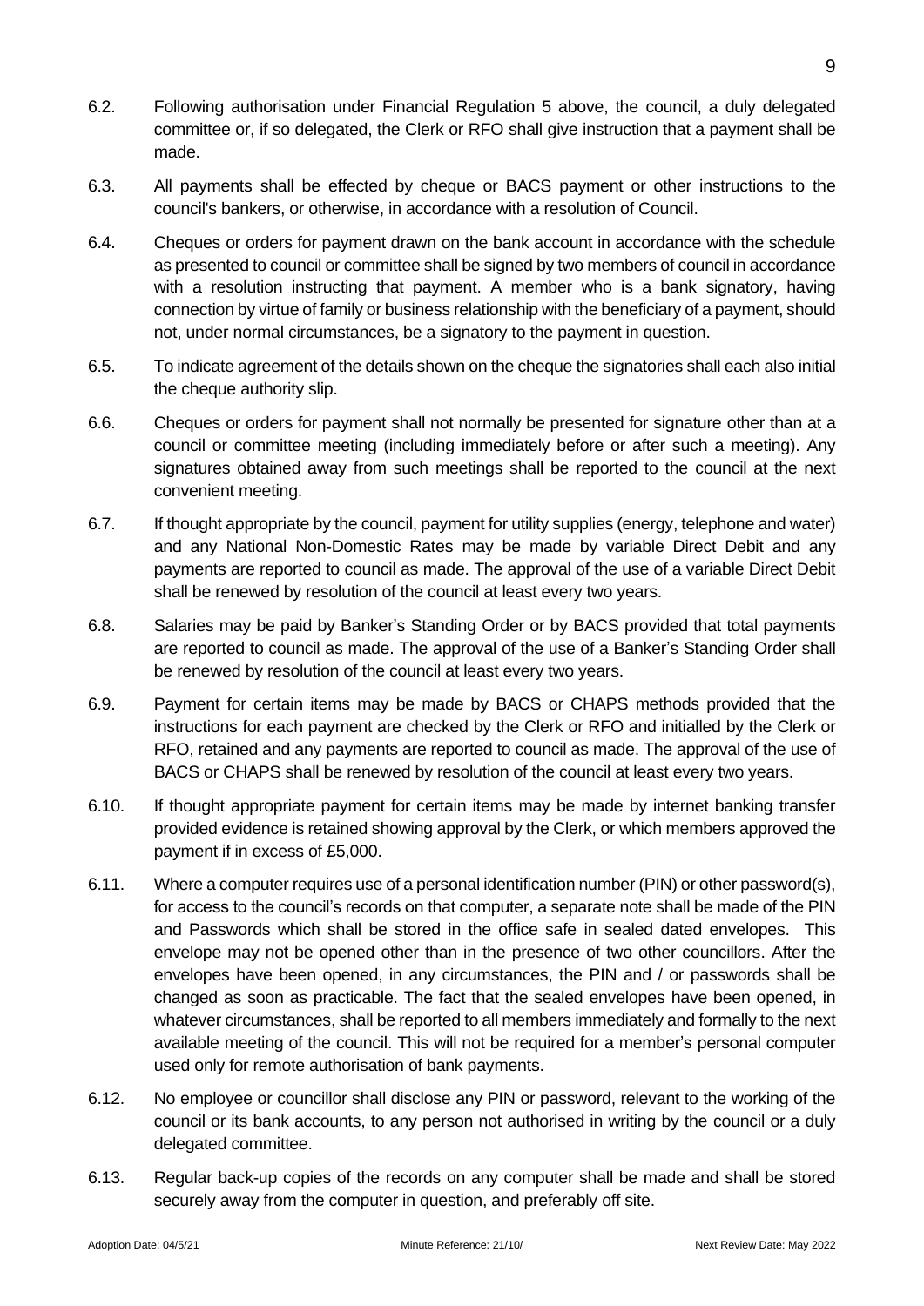6.2. Following authorisation under Financial Regulation 5 above, the council, a duly delegated committee or, if so delegated, the Clerk or RFO shall give instruction that a payment shall be made.

6.3. All payments shall be effected by cheque or BACS payment or other instructions to the council's bankers, or otherwise, in accordance with a resolution of Council.

6.4. Cheques or orders for payment drawn on the bank account in accordance with the schedule as presented to council or committee shall be signed by two members of council in accordance with a resolution instructing that payment. A member who is a bank signatory, having connection by virtue of family or business relationship with the beneficiary of a payment, should not, under normal circumstances, be a signatory to the payment in question.

6.5. To indicate agreement of the details shown on the cheque the signatories shall each also initial the cheque authority slip.

6.6. Cheques or orders for payment shall not normally be presented for signature other than at a council or committee meeting (including immediately before or after such a meeting). Any signatures obtained away from such meetings shall be reported to the council at the next convenient meeting.

6.7. If thought appropriate by the council, payment for utility supplies (energy, telephone and water) and any National Non-Domestic Rates may be made by variable Direct Debit and any payments are reported to council as made. The approval of the use of a variable Direct Debit shall be renewed by resolution of the council at least every two years.

6.8. Salaries may be paid by Banker's Standing Order or by BACS provided that total payments are reported to council as made. The approval of the use of a Banker's Standing Order shall be renewed by resolution of the council at least every two years.

6.9. Payment for certain items may be made by BACS or CHAPS methods provided that the instructions for each payment are checked by the Clerk or RFO and initialled by the Clerk or RFO, retained and any payments are reported to council as made. The approval of the use of BACS or CHAPS shall be renewed by resolution of the council at least every two years.

6.10. If thought appropriate payment for certain items may be made by internet banking transfer provided evidence is retained showing approval by the Clerk, or which members approved the payment if in excess of £5,000.

6.11. Where a computer requires use of a personal identification number (PIN) or other password(s), for access to the council's records on that computer, a separate note shall be made of the PIN and Passwords which shall be stored in the office safe in sealed dated envelopes. This envelope may not be opened other than in the presence of two other councillors. After the envelopes have been opened, in any circumstances, the PIN and / or passwords shall be changed as soon as practicable. The fact that the sealed envelopes have been opened, in whatever circumstances, shall be reported to all members immediately and formally to the next available meeting of the council. This will not be required for a member's personal computer used only for remote authorisation of bank payments.

6.12. No employee or councillor shall disclose any PIN or password, relevant to the working of the council or its bank accounts, to any person not authorised in writing by the council or a duly delegated committee.

6.13. Regular back-up copies of the records on any computer shall be made and shall be stored securely away from the computer in question, and preferably off site.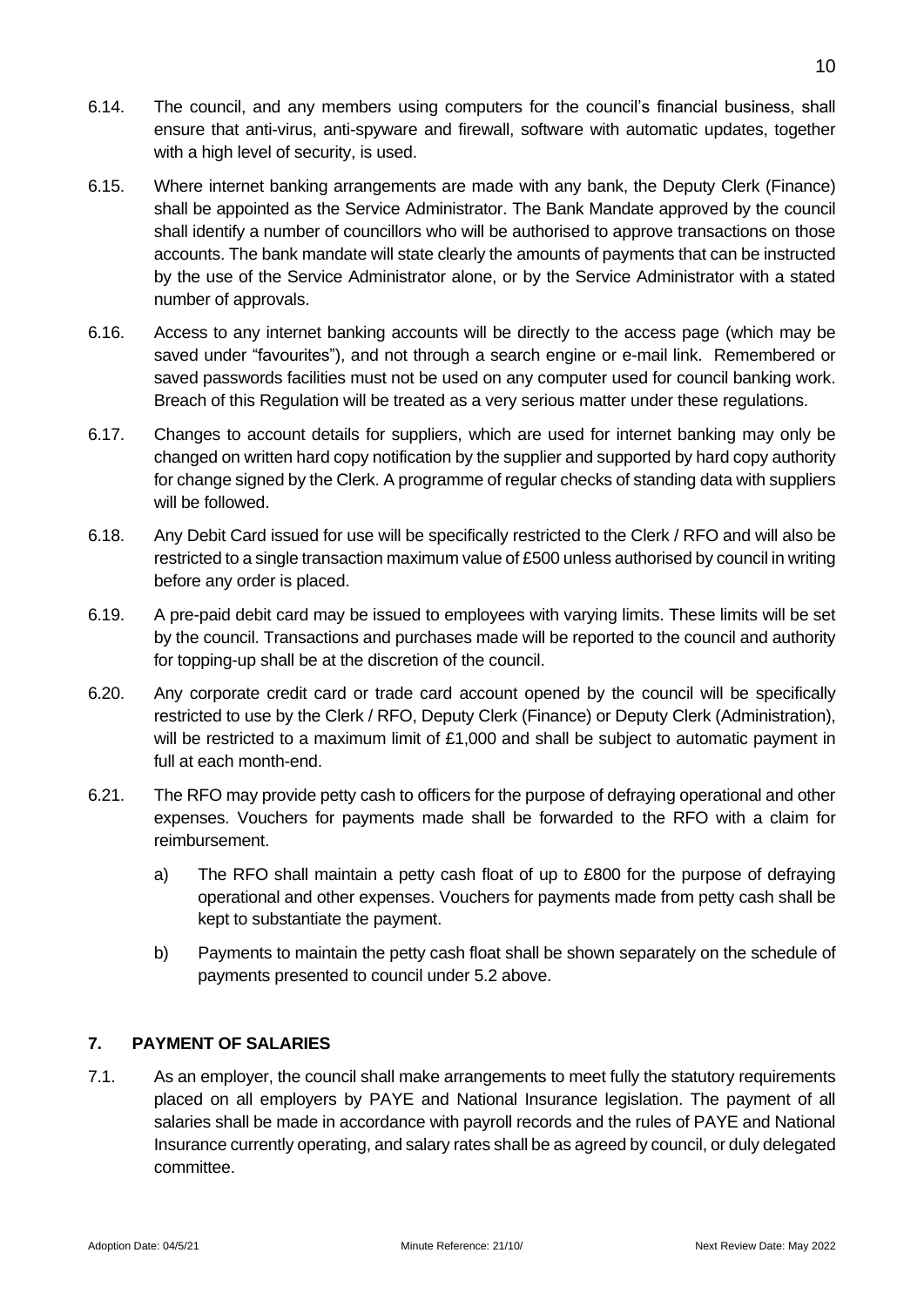6.14. The council, and any members using computers for the council's financial business, shall ensure that anti-virus, anti-spyware and firewall, software with automatic updates, together with a high level of security, is used.

6.15. Where internet banking arrangements are made with any bank, the Deputy Clerk (Finance) shall be appointed as the Service Administrator. The Bank Mandate approved by the council shall identify a number of councillors who will be authorised to approve transactions on those accounts. The bank mandate will state clearly the amounts of payments that can be instructed by the use of the Service Administrator alone, or by the Service Administrator with a stated number of approvals.

6.16. Access to any internet banking accounts will be directly to the access page (which may be saved under "favourites"), and not through a search engine or e-mail link. Remembered or saved passwords facilities must not be used on any computer used for council banking work. Breach of this Regulation will be treated as a very serious matter under these regulations.

6.17. Changes to account details for suppliers, which are used for internet banking may only be changed on written hard copy notification by the supplier and supported by hard copy authority for change signed by the Clerk. A programme of regular checks of standing data with suppliers will be followed.

6.18. Any Debit Card issued for use will be specifically restricted to the Clerk / RFO and will also be restricted to a single transaction maximum value of £500 unless authorised by council in writing before any order is placed.

6.19. A pre-paid debit card may be issued to employees with varying limits. These limits will be set by the council. Transactions and purchases made will be reported to the council and authority for topping-up shall be at the discretion of the council.

6.20. Any corporate credit card or trade card account opened by the council will be specifically restricted to use by the Clerk / RFO, Deputy Clerk (Finance) or Deputy Clerk (Administration), will be restricted to a maximum limit of £1,000 and shall be subject to automatic payment in full at each month-end.

6.21. The RFO may provide petty cash to officers for the purpose of defraying operational and other expenses. Vouchers for payments made shall be forwarded to the RFO with a claim for reimbursement.

a) The RFO shall maintain a petty cash float of up to £800 for the purpose of defraying operational and other expenses. Vouchers for payments made from petty cash shall be kept to substantiate the payment.

b) Payments to maintain the petty cash float shall be shown separately on the schedule of payments presented to council under 5.2 above.

## 7. PAYMENT OF SALARIES

7.1. As an employer, the council shall make arrangements to meet fully the statutory requirements placed on all employers by PAYE and National Insurance legislation. The payment of all salaries shall be made in accordance with payroll records and the rules of PAYE and National Insurance currently operating, and salary rates shall be as agreed by council, or duly delegated committee.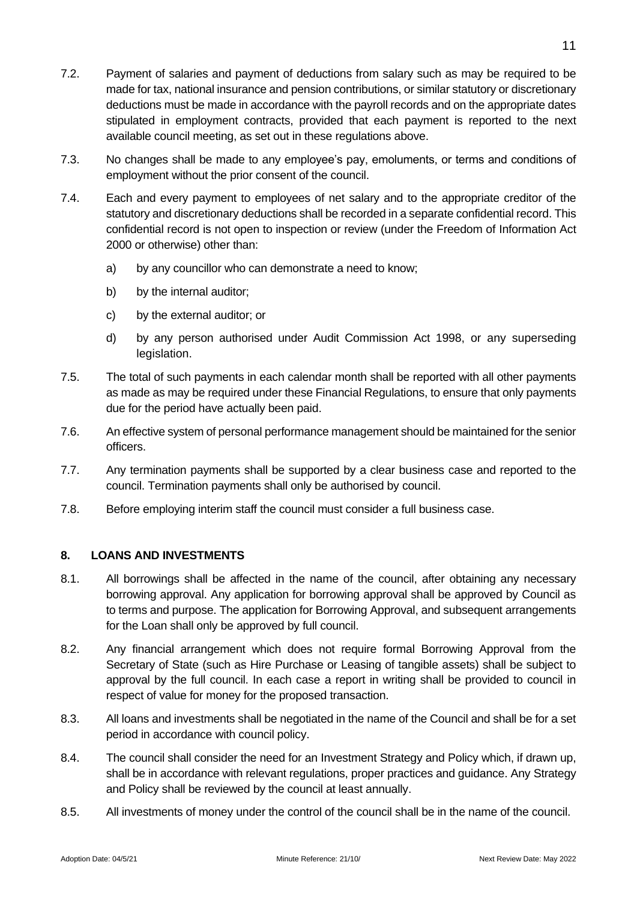7.2. Payment of salaries and payment of deductions from salary such as may be required to be made for tax, national insurance and pension contributions, or similar statutory or discretionary deductions must be made in accordance with the payroll records and on the appropriate dates stipulated in employment contracts, provided that each payment is reported to the next available council meeting, as set out in these regulations above.

7.3. No changes shall be made to any employee's pay, emoluments, or terms and conditions of employment without the prior consent of the council.

7.4. Each and every payment to employees of net salary and to the appropriate creditor of the statutory and discretionary deductions shall be recorded in a separate confidential record. This confidential record is not open to inspection or review (under the Freedom of Information Act 2000 or otherwise) other than:

   a) by any councillor who can demonstrate a need to know;

   b) by the internal auditor;

   c) by the external auditor; or

   d) by any person authorised under Audit Commission Act 1998, or any superseding legislation.

7.5. The total of such payments in each calendar month shall be reported with all other payments as made as may be required under these Financial Regulations, to ensure that only payments due for the period have actually been paid.

7.6. An effective system of personal performance management should be maintained for the senior officers.

7.7. Any termination payments shall be supported by a clear business case and reported to the council. Termination payments shall only be authorised by council.

7.8. Before employing interim staff the council must consider a full business case.

## 8. LOANS AND INVESTMENTS

8.1. All borrowings shall be affected in the name of the council, after obtaining any necessary borrowing approval. Any application for borrowing approval shall be approved by Council as to terms and purpose. The application for Borrowing Approval, and subsequent arrangements for the Loan shall only be approved by full council.

8.2. Any financial arrangement which does not require formal Borrowing Approval from the Secretary of State (such as Hire Purchase or Leasing of tangible assets) shall be subject to approval by the full council. In each case a report in writing shall be provided to council in respect of value for money for the proposed transaction.

8.3. All loans and investments shall be negotiated in the name of the Council and shall be for a set period in accordance with council policy.

8.4. The council shall consider the need for an Investment Strategy and Policy which, if drawn up, shall be in accordance with relevant regulations, proper practices and guidance. Any Strategy and Policy shall be reviewed by the council at least annually.

8.5. All investments of money under the control of the council shall be in the name of the council.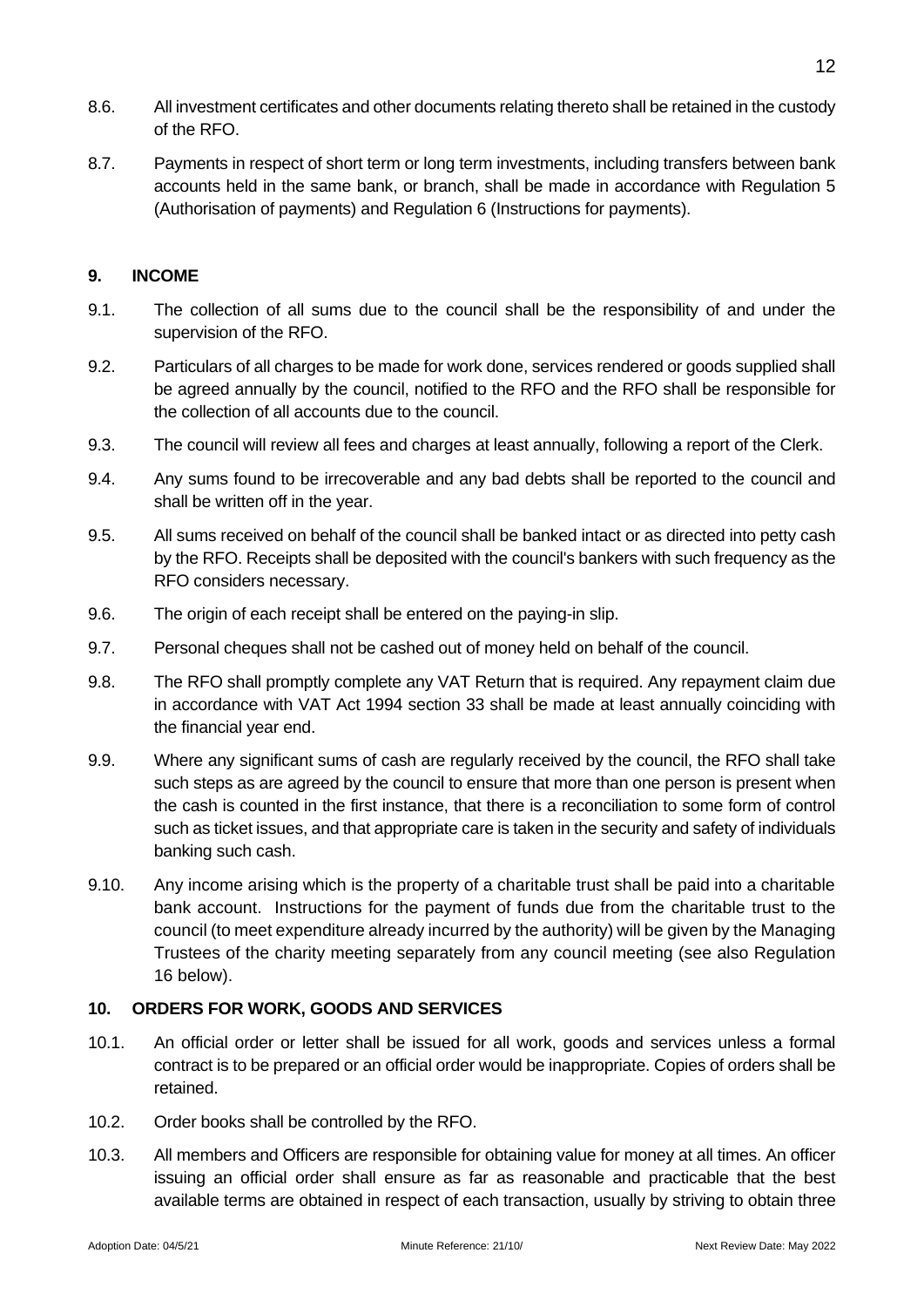8.6. All investment certificates and other documents relating thereto shall be retained in the custody of the RFO.

8.7. Payments in respect of short term or long term investments, including transfers between bank accounts held in the same bank, or branch, shall be made in accordance with Regulation 5 (Authorisation of payments) and Regulation 6 (Instructions for payments).

## 9. INCOME

9.1. The collection of all sums due to the council shall be the responsibility of and under the supervision of the RFO.

9.2. Particulars of all charges to be made for work done, services rendered or goods supplied shall be agreed annually by the council, notified to the RFO and the RFO shall be responsible for the collection of all accounts due to the council.

9.3. The council will review all fees and charges at least annually, following a report of the Clerk.

9.4. Any sums found to be irrecoverable and any bad debts shall be reported to the council and shall be written off in the year.

9.5. All sums received on behalf of the council shall be banked intact or as directed into petty cash by the RFO. Receipts shall be deposited with the council's bankers with such frequency as the RFO considers necessary.

9.6. The origin of each receipt shall be entered on the paying-in slip.

9.7. Personal cheques shall not be cashed out of money held on behalf of the council.

9.8. The RFO shall promptly complete any VAT Return that is required. Any repayment claim due in accordance with VAT Act 1994 section 33 shall be made at least annually coinciding with the financial year end.

9.9. Where any significant sums of cash are regularly received by the council, the RFO shall take such steps as are agreed by the council to ensure that more than one person is present when the cash is counted in the first instance, that there is a reconciliation to some form of control such as ticket issues, and that appropriate care is taken in the security and safety of individuals banking such cash.

9.10. Any income arising which is the property of a charitable trust shall be paid into a charitable bank account. Instructions for the payment of funds due from the charitable trust to the council (to meet expenditure already incurred by the authority) will be given by the Managing Trustees of the charity meeting separately from any council meeting (see also Regulation 16 below).

## 10. ORDERS FOR WORK, GOODS AND SERVICES

10.1. An official order or letter shall be issued for all work, goods and services unless a formal contract is to be prepared or an official order would be inappropriate. Copies of orders shall be retained.

10.2. Order books shall be controlled by the RFO.

10.3. All members and Officers are responsible for obtaining value for money at all times. An officer issuing an official order shall ensure as far as reasonable and practicable that the best available terms are obtained in respect of each transaction, usually by striving to obtain three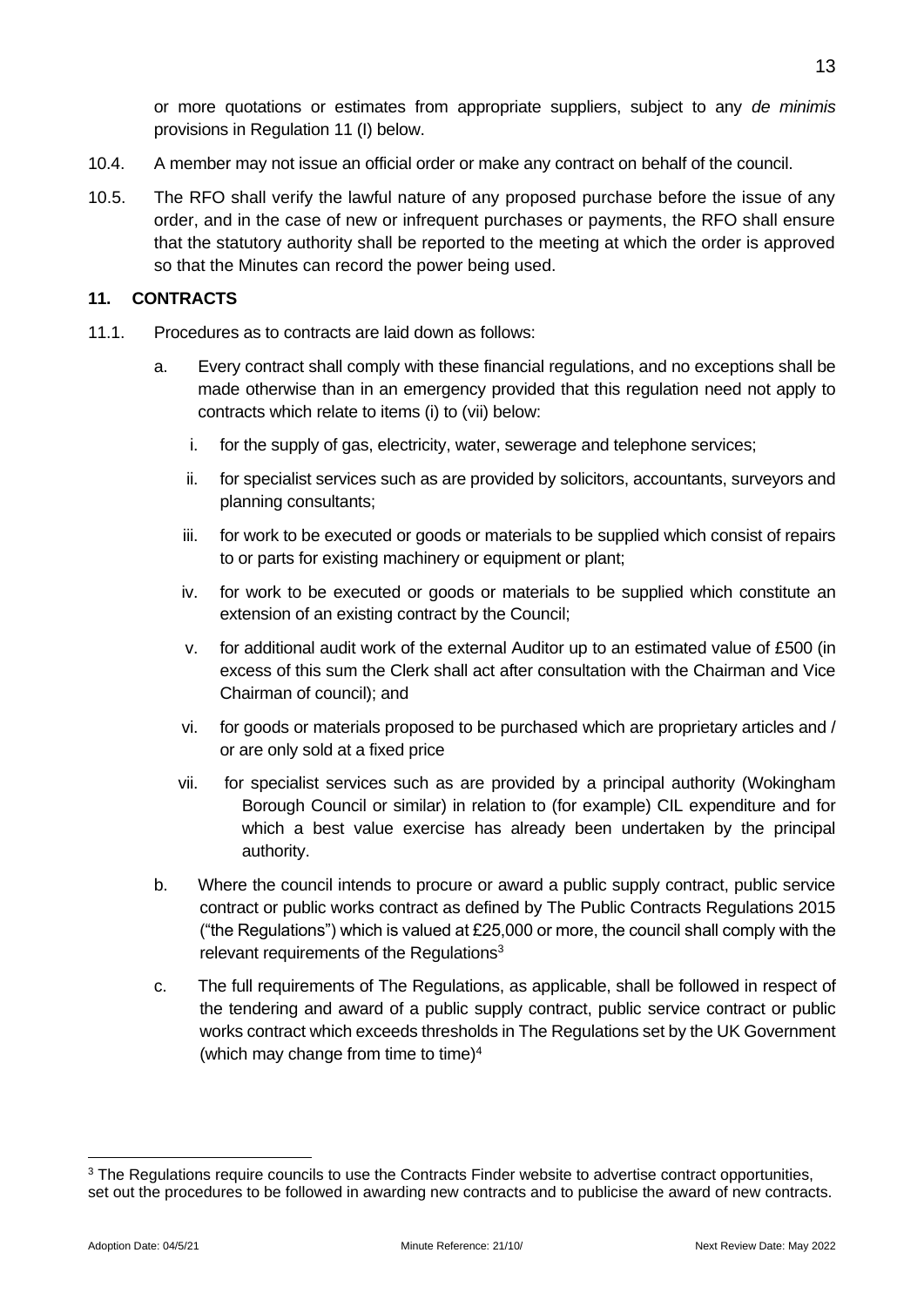or more quotations or estimates from appropriate suppliers, subject to any *de minimis* provisions in Regulation 11 (I) below.

10.4. A member may not issue an official order or make any contract on behalf of the council.

10.5. The RFO shall verify the lawful nature of any proposed purchase before the issue of any order, and in the case of new or infrequent purchases or payments, the RFO shall ensure that the statutory authority shall be reported to the meeting at which the order is approved so that the Minutes can record the power being used.

## 11. CONTRACTS

11.1. Procedures as to contracts are laid down as follows:

a. Every contract shall comply with these financial regulations, and no exceptions shall be made otherwise than in an emergency provided that this regulation need not apply to contracts which relate to items (i) to (vii) below:

   i. for the supply of gas, electricity, water, sewerage and telephone services;

   ii. for specialist services such as are provided by solicitors, accountants, surveyors and planning consultants;

   iii. for work to be executed or goods or materials to be supplied which consist of repairs to or parts for existing machinery or equipment or plant;

   iv. for work to be executed or goods or materials to be supplied which constitute an extension of an existing contract by the Council;

   v. for additional audit work of the external Auditor up to an estimated value of £500 (in excess of this sum the Clerk shall act after consultation with the Chairman and Vice Chairman of council); and

   vi. for goods or materials proposed to be purchased which are proprietary articles and / or are only sold at a fixed price

   vii. for specialist services such as are provided by a principal authority (Wokingham Borough Council or similar) in relation to (for example) CIL expenditure and for which a best value exercise has already been undertaken by the principal authority.

b. Where the council intends to procure or award a public supply contract, public service contract or public works contract as defined by The Public Contracts Regulations 2015 ("the Regulations") which is valued at £25,000 or more, the council shall comply with the relevant requirements of the Regulations[3]

c. The full requirements of The Regulations, as applicable, shall be followed in respect of the tendering and award of a public supply contract, public service contract or public works contract which exceeds thresholds in The Regulations set by the UK Government (which may change from time to time)[4]

---

[3] The Regulations require councils to use the Contracts Finder website to advertise contract opportunities, set out the procedures to be followed in awarding new contracts and to publicise the award of new contracts.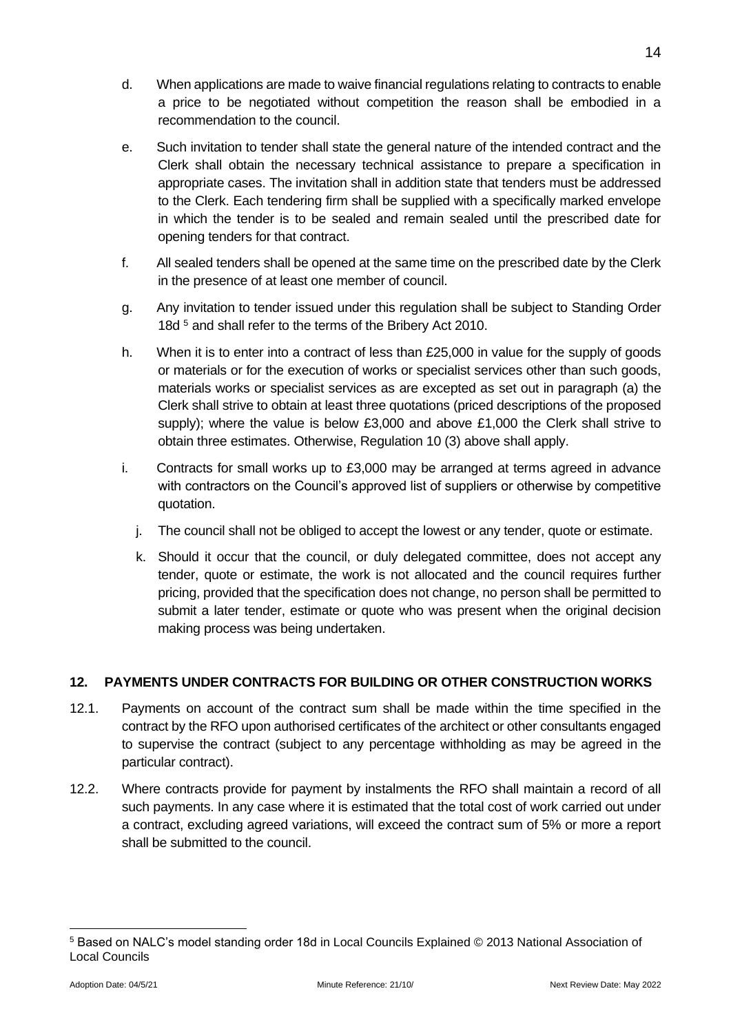d. When applications are made to waive financial regulations relating to contracts to enable a price to be negotiated without competition the reason shall be embodied in a recommendation to the council.

e. Such invitation to tender shall state the general nature of the intended contract and the Clerk shall obtain the necessary technical assistance to prepare a specification in appropriate cases. The invitation shall in addition state that tenders must be addressed to the Clerk. Each tendering firm shall be supplied with a specifically marked envelope in which the tender is to be sealed and remain sealed until the prescribed date for opening tenders for that contract.

f. All sealed tenders shall be opened at the same time on the prescribed date by the Clerk in the presence of at least one member of council.

g. Any invitation to tender issued under this regulation shall be subject to Standing Order 18d [5] and shall refer to the terms of the Bribery Act 2010.

h. When it is to enter into a contract of less than £25,000 in value for the supply of goods or materials or for the execution of works or specialist services other than such goods, materials works or specialist services as are excepted as set out in paragraph (a) the Clerk shall strive to obtain at least three quotations (priced descriptions of the proposed supply); where the value is below £3,000 and above £1,000 the Clerk shall strive to obtain three estimates. Otherwise, Regulation 10 (3) above shall apply.

i. Contracts for small works up to £3,000 may be arranged at terms agreed in advance with contractors on the Council's approved list of suppliers or otherwise by competitive quotation.

j. The council shall not be obliged to accept the lowest or any tender, quote or estimate.

k. Should it occur that the council, or duly delegated committee, does not accept any tender, quote or estimate, the work is not allocated and the council requires further pricing, provided that the specification does not change, no person shall be permitted to submit a later tender, estimate or quote who was present when the original decision making process was being undertaken.

## 12. PAYMENTS UNDER CONTRACTS FOR BUILDING OR OTHER CONSTRUCTION WORKS

12.1. Payments on account of the contract sum shall be made within the time specified in the contract by the RFO upon authorised certificates of the architect or other consultants engaged to supervise the contract (subject to any percentage withholding as may be agreed in the particular contract).

12.2. Where contracts provide for payment by instalments the RFO shall maintain a record of all such payments. In any case where it is estimated that the total cost of work carried out under a contract, excluding agreed variations, will exceed the contract sum of 5% or more a report shall be submitted to the council.

---

[5] Based on NALC's model standing order 18d in Local Councils Explained © 2013 National Association of Local Councils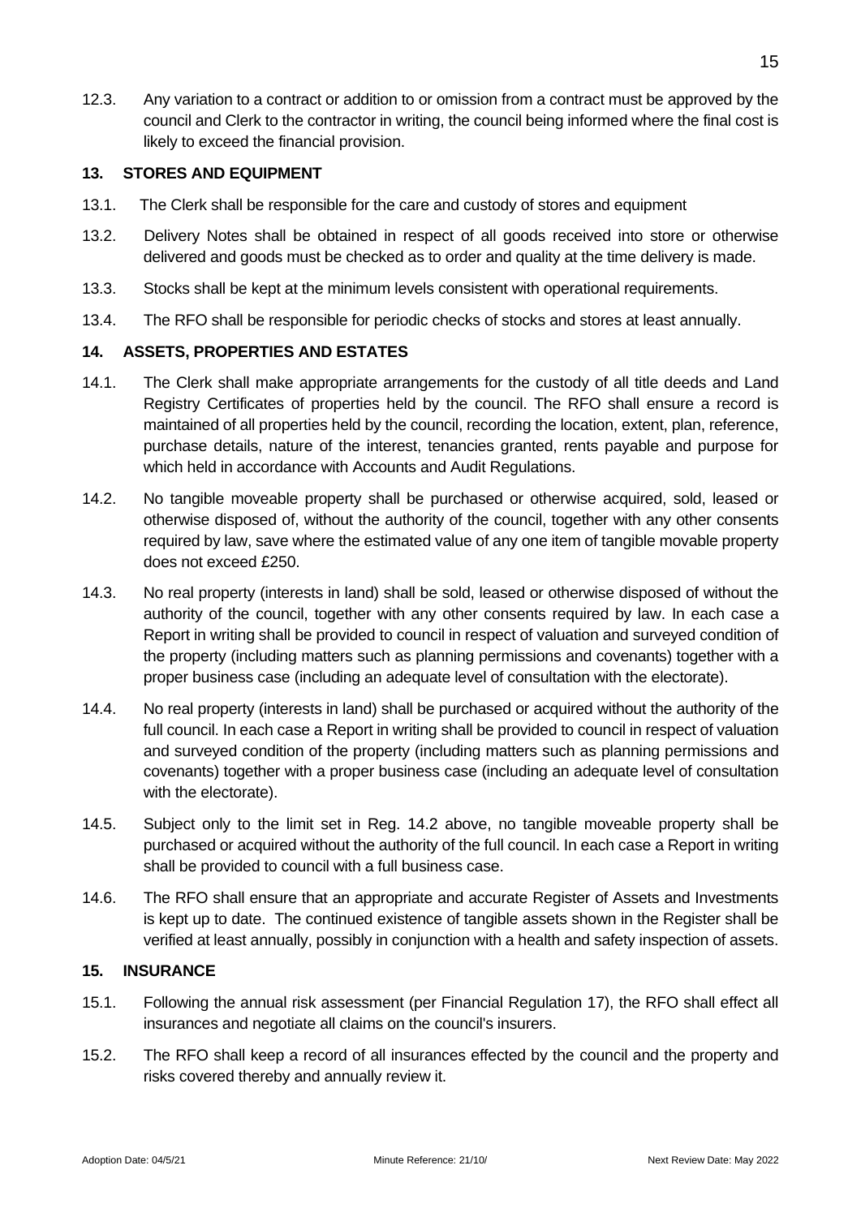12.3. Any variation to a contract or addition to or omission from a contract must be approved by the council and Clerk to the contractor in writing, the council being informed where the final cost is likely to exceed the financial provision.

## 13. STORES AND EQUIPMENT

13.1. The Clerk shall be responsible for the care and custody of stores and equipment

13.2. Delivery Notes shall be obtained in respect of all goods received into store or otherwise delivered and goods must be checked as to order and quality at the time delivery is made.

13.3. Stocks shall be kept at the minimum levels consistent with operational requirements.

13.4. The RFO shall be responsible for periodic checks of stocks and stores at least annually.

## 14. ASSETS, PROPERTIES AND ESTATES

14.1. The Clerk shall make appropriate arrangements for the custody of all title deeds and Land Registry Certificates of properties held by the council. The RFO shall ensure a record is maintained of all properties held by the council, recording the location, extent, plan, reference, purchase details, nature of the interest, tenancies granted, rents payable and purpose for which held in accordance with Accounts and Audit Regulations.

14.2. No tangible moveable property shall be purchased or otherwise acquired, sold, leased or otherwise disposed of, without the authority of the council, together with any other consents required by law, save where the estimated value of any one item of tangible movable property does not exceed £250.

14.3. No real property (interests in land) shall be sold, leased or otherwise disposed of without the authority of the council, together with any other consents required by law. In each case a Report in writing shall be provided to council in respect of valuation and surveyed condition of the property (including matters such as planning permissions and covenants) together with a proper business case (including an adequate level of consultation with the electorate).

14.4. No real property (interests in land) shall be purchased or acquired without the authority of the full council. In each case a Report in writing shall be provided to council in respect of valuation and surveyed condition of the property (including matters such as planning permissions and covenants) together with a proper business case (including an adequate level of consultation with the electorate).

14.5. Subject only to the limit set in Reg. 14.2 above, no tangible moveable property shall be purchased or acquired without the authority of the full council. In each case a Report in writing shall be provided to council with a full business case.

14.6. The RFO shall ensure that an appropriate and accurate Register of Assets and Investments is kept up to date. The continued existence of tangible assets shown in the Register shall be verified at least annually, possibly in conjunction with a health and safety inspection of assets.

## 15. INSURANCE

15.1. Following the annual risk assessment (per Financial Regulation 17), the RFO shall effect all insurances and negotiate all claims on the council's insurers.

15.2. The RFO shall keep a record of all insurances effected by the council and the property and risks covered thereby and annually review it.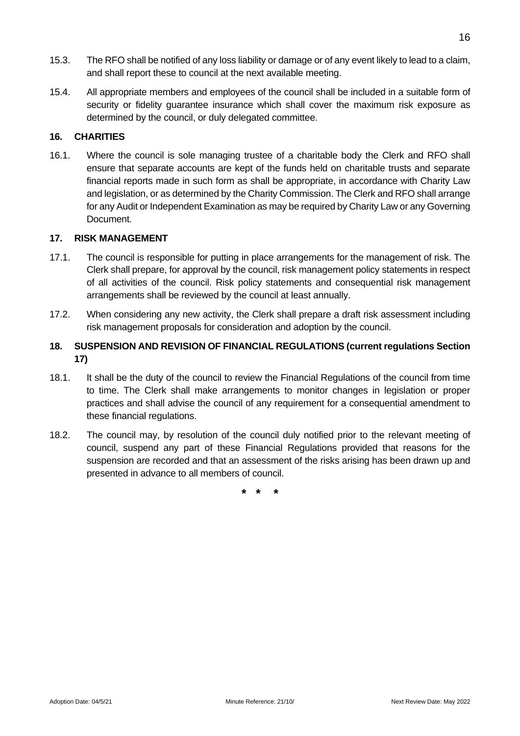15.3. The RFO shall be notified of any loss liability or damage or of any event likely to lead to a claim, and shall report these to council at the next available meeting.

15.4. All appropriate members and employees of the council shall be included in a suitable form of security or fidelity guarantee insurance which shall cover the maximum risk exposure as determined by the council, or duly delegated committee.

## 16. CHARITIES

16.1. Where the council is sole managing trustee of a charitable body the Clerk and RFO shall ensure that separate accounts are kept of the funds held on charitable trusts and separate financial reports made in such form as shall be appropriate, in accordance with Charity Law and legislation, or as determined by the Charity Commission. The Clerk and RFO shall arrange for any Audit or Independent Examination as may be required by Charity Law or any Governing Document.

## 17. RISK MANAGEMENT

17.1. The council is responsible for putting in place arrangements for the management of risk. The Clerk shall prepare, for approval by the council, risk management policy statements in respect of all activities of the council. Risk policy statements and consequential risk management arrangements shall be reviewed by the council at least annually.

17.2. When considering any new activity, the Clerk shall prepare a draft risk assessment including risk management proposals for consideration and adoption by the council.

## 18. SUSPENSION AND REVISION OF FINANCIAL REGULATIONS (current regulations Section 17)

18.1. It shall be the duty of the council to review the Financial Regulations of the council from time to time. The Clerk shall make arrangements to monitor changes in legislation or proper practices and shall advise the council of any requirement for a consequential amendment to these financial regulations.

18.2. The council may, by resolution of the council duly notified prior to the relevant meeting of council, suspend any part of these Financial Regulations provided that reasons for the suspension are recorded and that an assessment of the risks arising has been drawn up and presented in advance to all members of council.

\* \* \*

Adoption Date: 04/5/21 Minute Reference: 21/10/ Next Review Date: May 2022